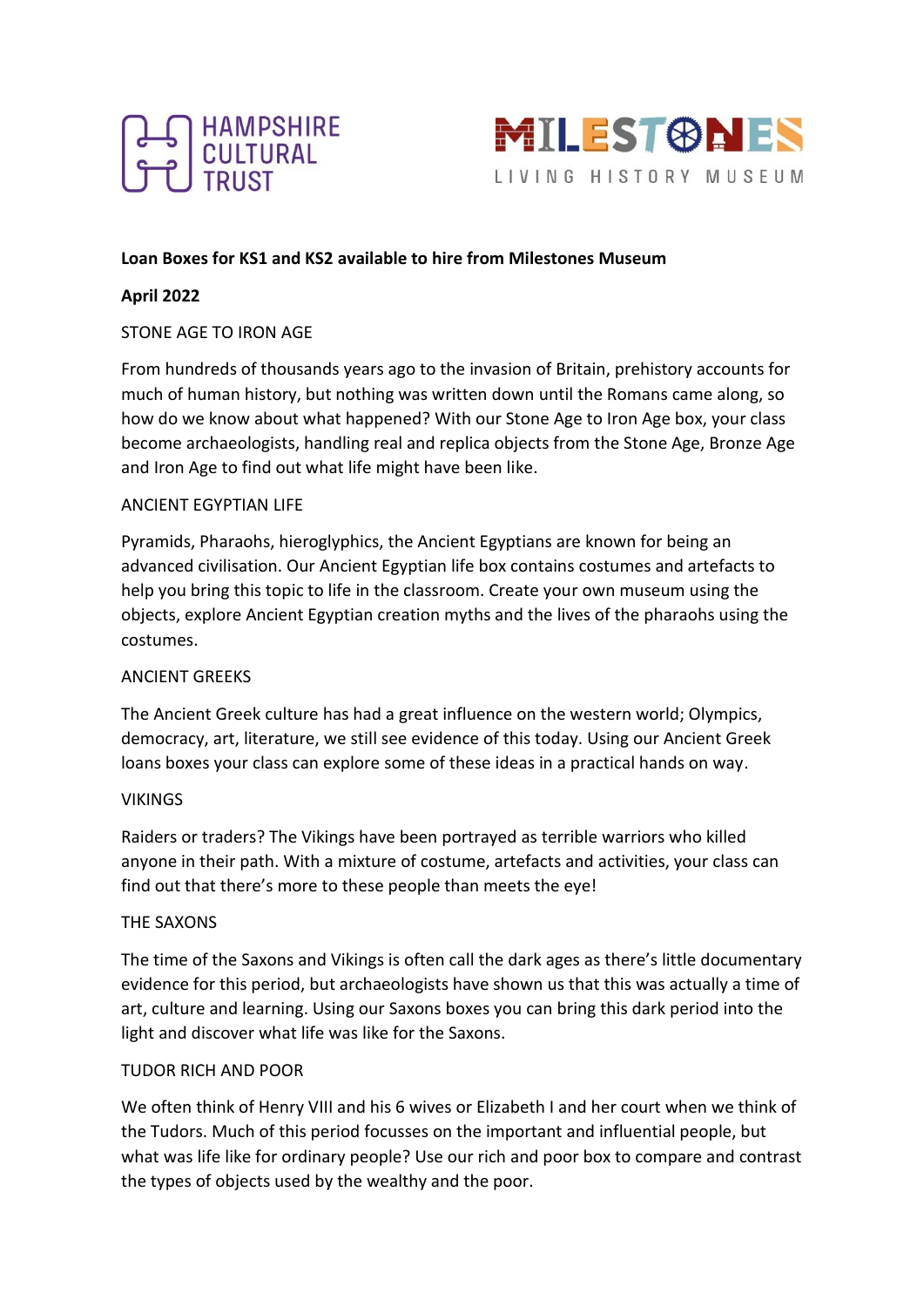HAMPSHIRE CULTURAL TRUST

MILESTONES LIVING HISTORY MUSEUM

**Loan Boxes for KS1 and KS2 available to hire from Milestones Museum**

**April 2022**

STONE AGE TO IRON AGE

From hundreds of thousands years ago to the invasion of Britain, prehistory accounts for much of human history, but nothing was written down until the Romans came along, so how do we know about what happened? With our Stone Age to Iron Age box, your class become archaeologists, handling real and replica objects from the Stone Age, Bronze Age and Iron Age to find out what life might have been like.

ANCIENT EGYPTIAN LIFE

Pyramids, Pharaohs, hieroglyphics, the Ancient Egyptians are known for being an advanced civilisation. Our Ancient Egyptian life box contains costumes and artefacts to help you bring this topic to life in the classroom. Create your own museum using the objects, explore Ancient Egyptian creation myths and the lives of the pharaohs using the costumes.

ANCIENT GREEKS

The Ancient Greek culture has had a great influence on the western world; Olympics, democracy, art, literature, we still see evidence of this today. Using our Ancient Greek loans boxes your class can explore some of these ideas in a practical hands on way.

VIKINGS

Raiders or traders? The Vikings have been portrayed as terrible warriors who killed anyone in their path. With a mixture of costume, artefacts and activities, your class can find out that there's more to these people than meets the eye!

THE SAXONS

The time of the Saxons and Vikings is often call the dark ages as there's little documentary evidence for this period, but archaeologists have shown us that this was actually a time of art, culture and learning. Using our Saxons boxes you can bring this dark period into the light and discover what life was like for the Saxons.

TUDOR RICH AND POOR

We often think of Henry VIII and his 6 wives or Elizabeth I and her court when we think of the Tudors. Much of this period focusses on the important and influential people, but what was life like for ordinary people? Use our rich and poor box to compare and contrast the types of objects used by the wealthy and the poor.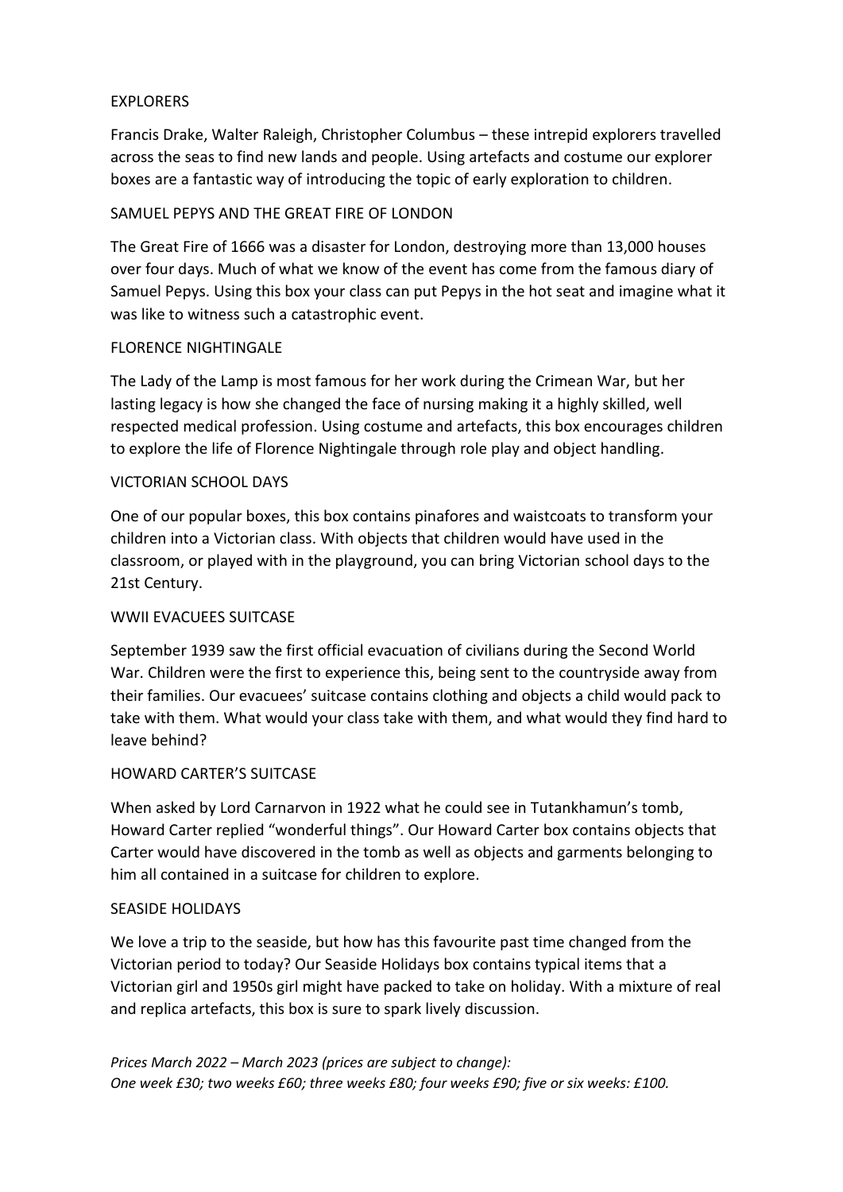## EXPLORERS

Francis Drake, Walter Raleigh, Christopher Columbus – these intrepid explorers travelled across the seas to find new lands and people. Using artefacts and costume our explorer boxes are a fantastic way of introducing the topic of early exploration to children.

## SAMUEL PEPYS AND THE GREAT FIRE OF LONDON

The Great Fire of 1666 was a disaster for London, destroying more than 13,000 houses over four days. Much of what we know of the event has come from the famous diary of Samuel Pepys. Using this box your class can put Pepys in the hot seat and imagine what it was like to witness such a catastrophic event.

## FLORENCE NIGHTINGALE

The Lady of the Lamp is most famous for her work during the Crimean War, but her lasting legacy is how she changed the face of nursing making it a highly skilled, well respected medical profession. Using costume and artefacts, this box encourages children to explore the life of Florence Nightingale through role play and object handling.

## VICTORIAN SCHOOL DAYS

One of our popular boxes, this box contains pinafores and waistcoats to transform your children into a Victorian class. With objects that children would have used in the classroom, or played with in the playground, you can bring Victorian school days to the 21st Century.

## WWII EVACUEES SUITCASE

September 1939 saw the first official evacuation of civilians during the Second World War. Children were the first to experience this, being sent to the countryside away from their families. Our evacuees' suitcase contains clothing and objects a child would pack to take with them. What would your class take with them, and what would they find hard to leave behind?

## HOWARD CARTER'S SUITCASE

When asked by Lord Carnarvon in 1922 what he could see in Tutankhamun's tomb, Howard Carter replied "wonderful things". Our Howard Carter box contains objects that Carter would have discovered in the tomb as well as objects and garments belonging to him all contained in a suitcase for children to explore.

## SEASIDE HOLIDAYS

We love a trip to the seaside, but how has this favourite past time changed from the Victorian period to today? Our Seaside Holidays box contains typical items that a Victorian girl and 1950s girl might have packed to take on holiday. With a mixture of real and replica artefacts, this box is sure to spark lively discussion.

*Prices March 2022 – March 2023 (prices are subject to change):*
*One week £30; two weeks £60; three weeks £80; four weeks £90; five or six weeks: £100.*